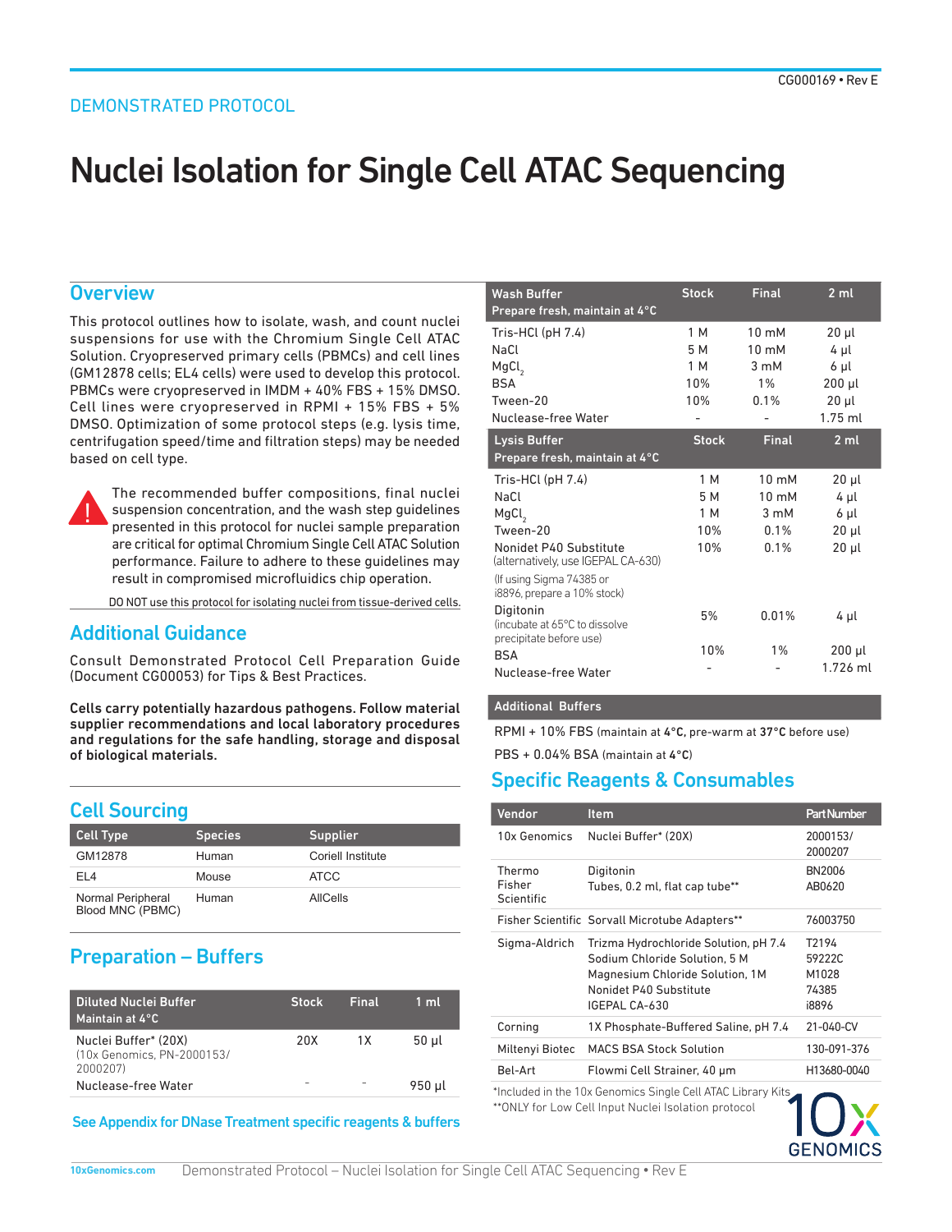DEMONSTRATED PROTOCOL

# Nuclei Isolation for Single Cell ATAC Sequencing

## Overview

This protocol outlines how to isolate, wash, and count nuclei suspensions for use with the Chromium Single Cell ATAC Solution. Cryopreserved primary cells (PBMCs) and cell lines (GM12878 cells; EL4 cells) were used to develop this protocol. PBMCs were cryopreserved in IMDM + 40% FBS + 15% DMSO. Cell lines were cryopreserved in RPMI + 15% FBS + 5% DMSO. Optimization of some protocol steps (e.g. lysis time, centrifugation speed/time and filtration steps) may be needed based on cell type.

The recommended buffer compositions, final nuclei suspension concentration, and the wash step guidelines presented in this protocol for nuclei sample preparation are critical for optimal Chromium Single Cell ATAC Solution performance. Failure to adhere to these guidelines may result in compromised microfluidics chip operation.

DO NOT use this protocol for isolating nuclei from tissue-derived cells.

## Additional Guidance

Consult Demonstrated Protocol Cell Preparation Guide (Document CG00053) for Tips & Best Practices.

**Cells carry potentially hazardous pathogens. Follow material supplier recommendations and local laboratory procedures and regulations for the safe handling, storage and disposal of biological materials.**

## Cell Sourcing

| Cell Type | Species | Supplier |
|---|---|---|
| GM12878 | Human | Coriell Institute |
| EL4 | Mouse | ATCC |
| Normal Peripheral Blood MNC (PBMC) | Human | AllCells |

## Preparation – Buffers

| Diluted Nuclei Buffer Maintain at 4°C | Stock | Final | 1 ml |
|---|---|---|---|
| Nuclei Buffer* (20X) (10x Genomics, PN-2000153/ 2000207) | 20X | 1X | 50 µl |
| Nuclease-free Water | - | - | 950 µl |

See Appendix for DNase Treatment specific reagents & buffers

| Wash Buffer Prepare fresh, maintain at 4°C | Stock | Final | 2 ml |
|---|---|---|---|
| Tris-HCl (pH 7.4) | 1 M | 10 mM | 20 µl |
| NaCl | 5 M | 10 mM | 4 µl |
| $MgCl_2$ | 1 M | 3 mM | 6 µl |
| BSA | 10% | 1% | 200 µl |
| Tween-20 | 10% | 0.1% | 20 µl |
| Nuclease-free Water | - | - | 1.75 ml |

| Lysis Buffer Prepare fresh, maintain at 4°C | Stock | Final | 2 ml |
|---|---|---|---|
| Tris-HCl (pH 7.4) | 1 M | 10 mM | 20 µl |
| NaCl | 5 M | 10 mM | 4 µl |
| $MgCl_2$ | 1 M | 3 mM | 6 µl |
| Tween-20 | 10% | 0.1% | 20 µl |
| Nonidet P40 Substitute (alternatively, use IGEPAL CA-630) (If using Sigma 74385 or i8896, prepare a 10% stock) | 10% | 0.1% | 20 µl |
| Digitonin (incubate at 65°C to dissolve precipitate before use) | 5% | 0.01% | 4 µl |
| BSA | 10% | 1% | 200 µl |
| Nuclease-free Water | - | - | 1.726 ml |

**Additional Buffers**

RPMI + 10% FBS (maintain at **4°C**, pre-warm at **37°C** before use)

PBS + 0.04% BSA (maintain at **4°C**)

## Specific Reagents & Consumables

| Vendor | Item | Part Number |
|---|---|---|
| 10x Genomics | Nuclei Buffer* (20X) | 2000153/ 2000207 |
| Thermo Fisher Scientific | Digitonin<br>Tubes, 0.2 ml, flat cap tube** | BN2006<br>AB0620 |
| Fisher Scientific | Sorvall Microtube Adapters** | 76003750 |
| Sigma-Aldrich | Trizma Hydrochloride Solution, pH 7.4<br>Sodium Chloride Solution, 5 M<br>Magnesium Chloride Solution, 1M<br>Nonidet P40 Substitute<br>IGEPAL CA-630 | T2194<br>59222C<br>M1028<br>74385<br>i8896 |
| Corning | 1X Phosphate-Buffered Saline, pH 7.4 | 21-040-CV |
| Miltenyi Biotec | MACS BSA Stock Solution | 130-091-376 |
| Bel-Art | Flowmi Cell Strainer, 40 µm | H13680-0040 |

*Included in the 10x Genomics Single Cell ATAC Library Kits
**ONLY for Low Cell Input Nuclei Isolation protocol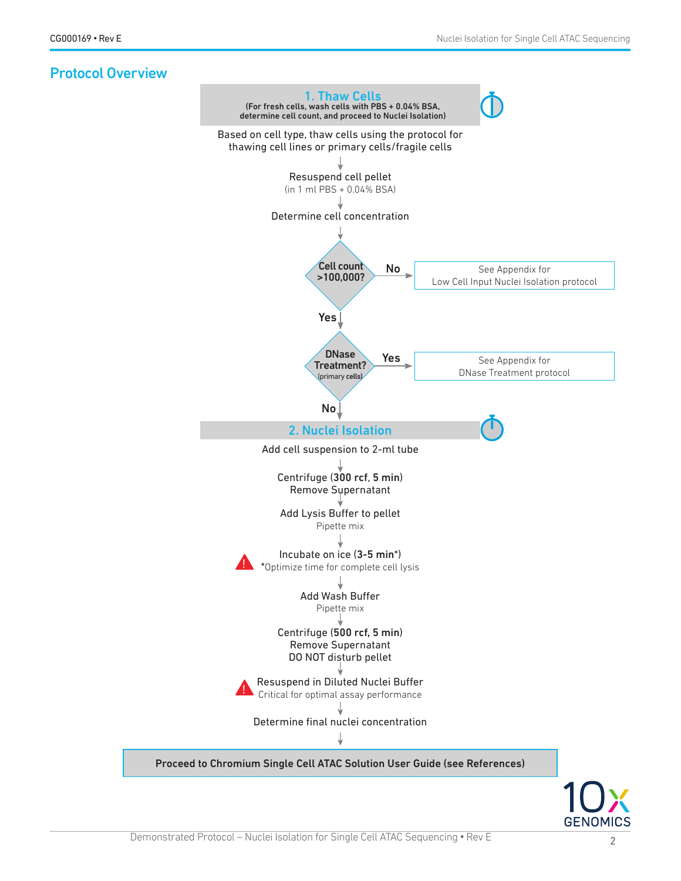## Protocol Overview

### 1. Thaw Cells

**(For fresh cells, wash cells with PBS + 0.04% BSA, determine cell count, and proceed to Nuclei Isolation)**

Based on cell type, thaw cells using the protocol for thawing cell lines or primary cells/fragile cells

↓

Resuspend cell pellet
(in 1 ml PBS + 0.04% BSA)

↓

Determine cell concentration

↓

**Cell count >100,000?**

- **No** → See Appendix for Low Cell Input Nuclei Isolation protocol
- **Yes** ↓

**DNase Treatment?** (primary cells)

- **Yes** → See Appendix for DNase Treatment protocol
- **No** ↓

### 2. Nuclei Isolation

Add cell suspension to 2-ml tube

↓

Centrifuge (**300 rcf**, **5 min**)
Remove Supernatant

↓

Add Lysis Buffer to pellet
Pipette mix

↓

Incubate on ice (**3-5 min***)
*Optimize time for complete cell lysis

↓

Add Wash Buffer
Pipette mix

↓

Centrifuge (**500 rcf**, **5 min**)
Remove Supernatant
DO NOT disturb pellet

↓

Resuspend in Diluted Nuclei Buffer
Critical for optimal assay performance

↓

Determine final nuclei concentration

↓

**Proceed to Chromium Single Cell ATAC Solution User Guide (see References)**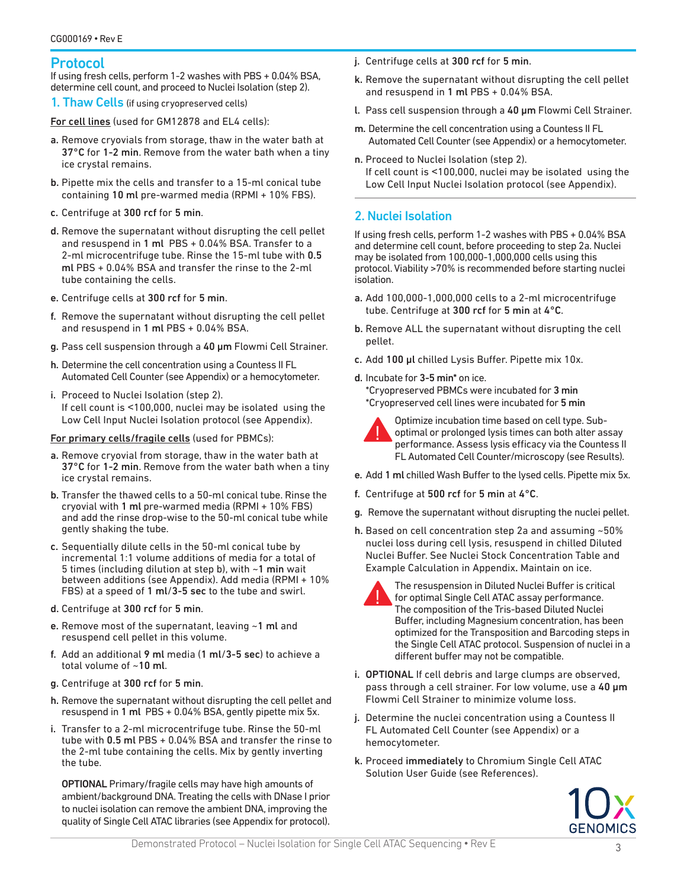# Protocol

If using fresh cells, perform 1-2 washes with PBS + 0.04% BSA, determine cell count, and proceed to Nuclei Isolation (step 2).

## 1. Thaw Cells (if using cryopreserved cells)

For cell lines (used for GM12878 and EL4 cells):

a. Remove cryovials from storage, thaw in the water bath at **37°C** for **1-2 min**. Remove from the water bath when a tiny ice crystal remains.

b. Pipette mix the cells and transfer to a 15-ml conical tube containing **10 ml** pre-warmed media (RPMI + 10% FBS).

c. Centrifuge at **300 rcf** for **5 min**.

d. Remove the supernatant without disrupting the cell pellet and resuspend in **1 ml** PBS + 0.04% BSA. Transfer to a 2-ml microcentrifuge tube. Rinse the 15-ml tube with **0.5 ml** PBS + 0.04% BSA and transfer the rinse to the 2-ml tube containing the cells.

e. Centrifuge cells at **300 rcf** for **5 min**.

f. Remove the supernatant without disrupting the cell pellet and resuspend in **1 ml** PBS + 0.04% BSA.

g. Pass cell suspension through a **40 µm** Flowmi Cell Strainer.

h. Determine the cell concentration using a Countess II FL Automated Cell Counter (see Appendix) or a hemocytometer.

i. Proceed to Nuclei Isolation (step 2).
If cell count is <100,000, nuclei may be isolated using the Low Cell Input Nuclei Isolation protocol (see Appendix).

For primary cells/fragile cells (used for PBMCs):

a. Remove cryovial from storage, thaw in the water bath at **37°C** for **1-2 min**. Remove from the water bath when a tiny ice crystal remains.

b. Transfer the thawed cells to a 50-ml conical tube. Rinse the cryovial with **1 ml** pre-warmed media (RPMI + 10% FBS) and add the rinse drop-wise to the 50-ml conical tube while gently shaking the tube.

c. Sequentially dilute cells in the 50-ml conical tube by incremental 1:1 volume additions of media for a total of 5 times (including dilution at step b), with ~**1 min** wait between additions (see Appendix). Add media (RPMI + 10% FBS) at a speed of **1 ml/3-5 sec** to the tube and swirl.

d. Centrifuge at **300 rcf** for **5 min**.

e. Remove most of the supernatant, leaving ~**1 ml** and resuspend cell pellet in this volume.

f. Add an additional **9 ml** media (**1 ml/3-5 sec**) to achieve a total volume of ~**10 ml**.

g. Centrifuge at **300 rcf** for **5 min**.

h. Remove the supernatant without disrupting the cell pellet and resuspend in **1 ml** PBS + 0.04% BSA, gently pipette mix 5x.

i. Transfer to a 2-ml microcentrifuge tube. Rinse the 50-ml tube with **0.5 ml** PBS + 0.04% BSA and transfer the rinse to the 2-ml tube containing the cells. Mix by gently inverting the tube.

**OPTIONAL** Primary/fragile cells may have high amounts of ambient/background DNA. Treating the cells with DNase I prior to nuclei isolation can remove the ambient DNA, improving the quality of Single Cell ATAC libraries (see Appendix for protocol).

j. Centrifuge cells at **300 rcf** for **5 min**.

k. Remove the supernatant without disrupting the cell pellet and resuspend in **1 ml** PBS + 0.04% BSA.

l. Pass cell suspension through a **40 µm** Flowmi Cell Strainer.

m. Determine the cell concentration using a Countess II FL Automated Cell Counter (see Appendix) or a hemocytometer.

n. Proceed to Nuclei Isolation (step 2).
If cell count is <100,000, nuclei may be isolated using the Low Cell Input Nuclei Isolation protocol (see Appendix).

## 2. Nuclei Isolation

If using fresh cells, perform 1-2 washes with PBS + 0.04% BSA and determine cell count, before proceeding to step 2a. Nuclei may be isolated from 100,000-1,000,000 cells using this protocol. Viability >70% is recommended before starting nuclei isolation.

a. Add 100,000-1,000,000 cells to a 2-ml microcentrifuge tube. Centrifuge at **300 rcf** for **5 min** at **4°C**.

b. Remove ALL the supernatant without disrupting the cell pellet.

c. Add **100 µl** chilled Lysis Buffer. Pipette mix 10x.

d. Incubate for **3-5 min*** on ice.
*Cryopreserved PBMCs were incubated for **3 min**
*Cryopreserved cell lines were incubated for **5 min**

Optimize incubation time based on cell type. Sub-optimal or prolonged lysis times can both alter assay performance. Assess lysis efficacy via the Countess II FL Automated Cell Counter/microscopy (see Results).

e. Add **1 ml** chilled Wash Buffer to the lysed cells. Pipette mix 5x.

f. Centrifuge at **500 rcf** for **5 min** at **4°C**.

g. Remove the supernatant without disrupting the nuclei pellet.

h. Based on cell concentration step 2a and assuming ~50% nuclei loss during cell lysis, resuspend in chilled Diluted Nuclei Buffer. See Nuclei Stock Concentration Table and Example Calculation in Appendix. Maintain on ice.

The resuspension in Diluted Nuclei Buffer is critical for optimal Single Cell ATAC assay performance. The composition of the Tris-based Diluted Nuclei Buffer, including Magnesium concentration, has been optimized for the Transposition and Barcoding steps in the Single Cell ATAC protocol. Suspension of nuclei in a different buffer may not be compatible.

i. **OPTIONAL** If cell debris and large clumps are observed, pass through a cell strainer. For low volume, use a **40 µm** Flowmi Cell Strainer to minimize volume loss.

j. Determine the nuclei concentration using a Countess II FL Automated Cell Counter (see Appendix) or a hemocytometer.

k. Proceed **immediately** to Chromium Single Cell ATAC Solution User Guide (see References).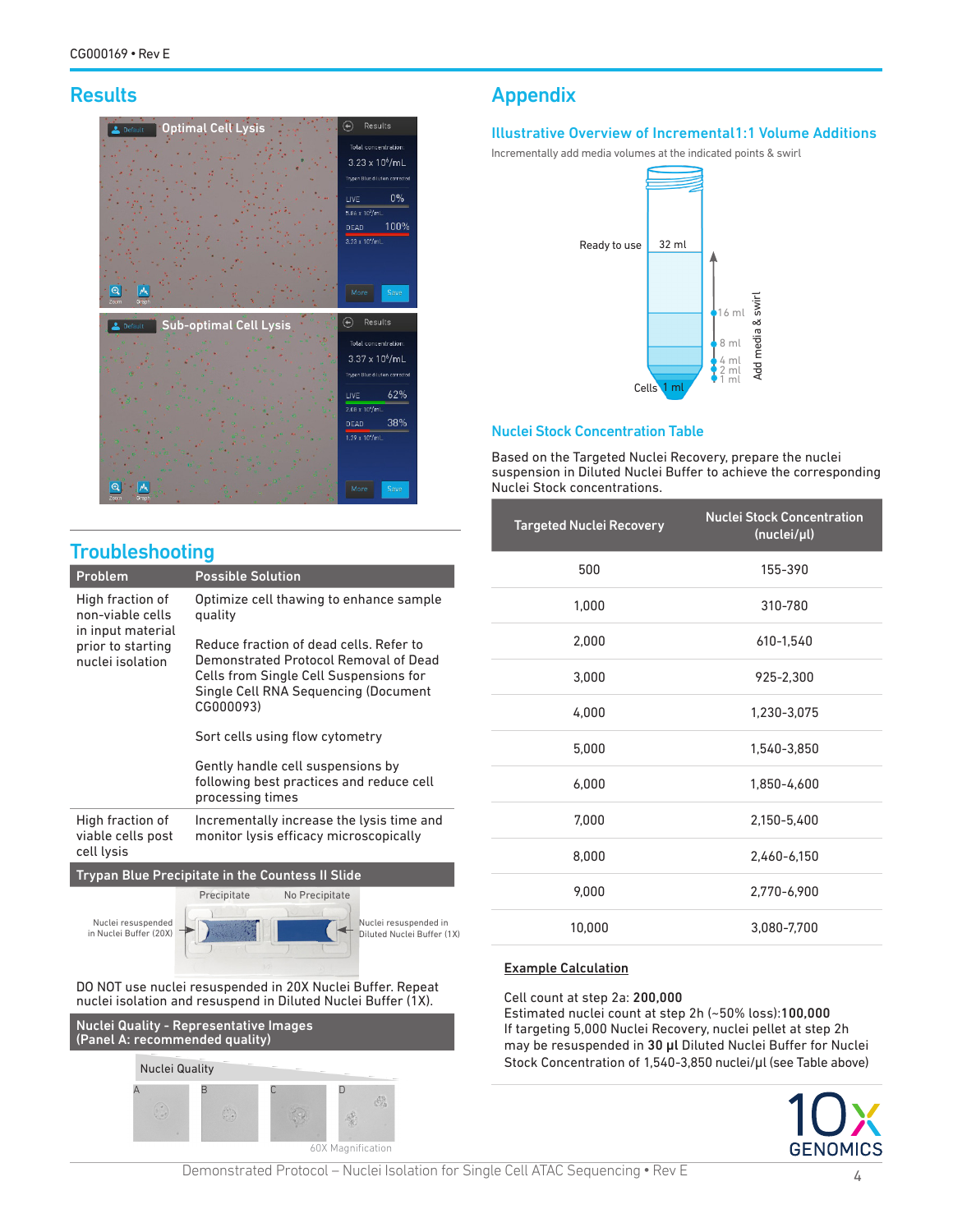## Results

Optimal Cell Lysis

Results

Total concentration: 3.23 x 10⁶/mL

LIVE 0%

DEAD 100%

Sub-optimal Cell Lysis

Results

Total concentration: 3.37 x 10⁶/mL

LIVE 62%

DEAD 38%

## Troubleshooting

| Problem | Possible Solution |
|---|---|
| High fraction of non-viable cells in input material prior to starting nuclei isolation | Optimize cell thawing to enhance sample quality<br><br>Reduce fraction of dead cells. Refer to Demonstrated Protocol Removal of Dead Cells from Single Cell Suspensions for Single Cell RNA Sequencing (Document CG000093)<br><br>Sort cells using flow cytometry<br><br>Gently handle cell suspensions by following best practices and reduce cell processing times |
| High fraction of viable cells post cell lysis | Incrementally increase the lysis time and monitor lysis efficacy microscopically |

### Trypan Blue Precipitate in the Countess II Slide

Precipitate | No Precipitate

Nuclei resuspended in Nuclei Buffer (20X)

Nuclei resuspended in Diluted Nuclei Buffer (1X)

DO NOT use nuclei resuspended in 20X Nuclei Buffer. Repeat nuclei isolation and resuspend in Diluted Nuclei Buffer (1X).

### Nuclei Quality - Representative Images (Panel A: recommended quality)

Nuclei Quality

A B C D

60X Magnification

## Appendix

### Illustrative Overview of Incremental 1:1 Volume Additions

Incrementally add media volumes at the indicated points & swirl

Ready to use 32 ml

16 ml

8 ml

4 ml

2 ml

1 ml

Cells 1 ml

Add media & swirl

### Nuclei Stock Concentration Table

Based on the Targeted Nuclei Recovery, prepare the nuclei suspension in Diluted Nuclei Buffer to achieve the corresponding Nuclei Stock concentrations.

| Targeted Nuclei Recovery | Nuclei Stock Concentration (nuclei/µl) |
|---|---|
| 500 | 155-390 |
| 1,000 | 310-780 |
| 2,000 | 610-1,540 |
| 3,000 | 925-2,300 |
| 4,000 | 1,230-3,075 |
| 5,000 | 1,540-3,850 |
| 6,000 | 1,850-4,600 |
| 7,000 | 2,150-5,400 |
| 8,000 | 2,460-6,150 |
| 9,000 | 2,770-6,900 |
| 10,000 | 3,080-7,700 |

**Example Calculation**

Cell count at step 2a: **200,000**
Estimated nuclei count at step 2h (~50% loss): **100,000**
If targeting 5,000 Nuclei Recovery, nuclei pellet at step 2h may be resuspended in **30 µl** Diluted Nuclei Buffer for Nuclei Stock Concentration of 1,540-3,850 nuclei/µl (see Table above)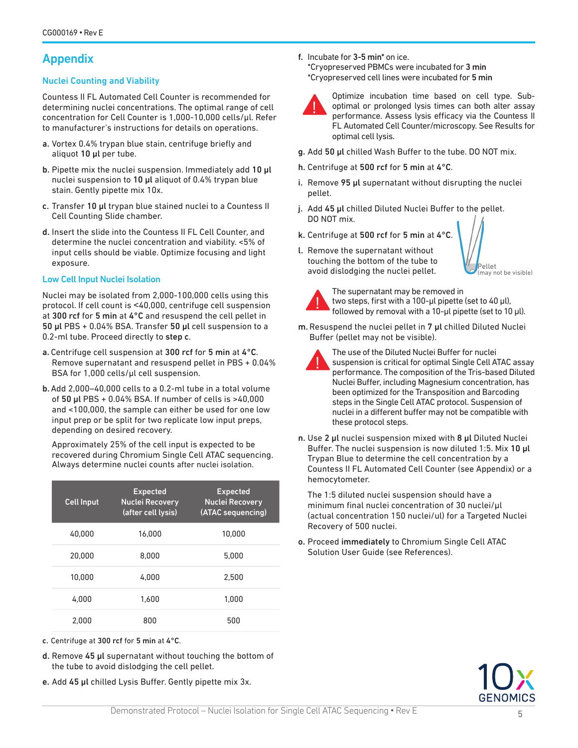# Appendix

## Nuclei Counting and Viability

Countess II FL Automated Cell Counter is recommended for determining nuclei concentrations. The optimal range of cell concentration for Cell Counter is 1,000-10,000 cells/µl. Refer to manufacturer's instructions for details on operations.

a. Vortex 0.4% trypan blue stain, centrifuge briefly and aliquot **10 µl** per tube.

b. Pipette mix the nuclei suspension. Immediately add **10 µl** nuclei suspension to **10 µl** aliquot of 0.4% trypan blue stain. Gently pipette mix 10x.

c. Transfer **10 µl** trypan blue stained nuclei to a Countess II Cell Counting Slide chamber.

d. Insert the slide into the Countess II FL Cell Counter, and determine the nuclei concentration and viability. <5% of input cells should be viable. Optimize focusing and light exposure.

## Low Cell Input Nuclei Isolation

Nuclei may be isolated from 2,000-100,000 cells using this protocol. If cell count is <40,000, centrifuge cell suspension at **300 rcf** for **5 min** at **4°C** and resuspend the cell pellet in **50 µl** PBS + 0.04% BSA. Transfer **50 µl** cell suspension to a 0.2-ml tube. Proceed directly to **step c**.

a. Centrifuge cell suspension at **300 rcf** for **5 min** at **4°C**. Remove supernatant and resuspend pellet in PBS + 0.04% BSA for 1,000 cells/µl cell suspension.

b. Add 2,000–40,000 cells to a 0.2-ml tube in a total volume of **50 µl** PBS + 0.04% BSA. If number of cells is >40,000 and <100,000, the sample can either be used for one low input prep or be split for two replicate low input preps, depending on desired recovery.

   Approximately 25% of the cell input is expected to be recovered during Chromium Single Cell ATAC sequencing. Always determine nuclei counts after nuclei isolation.

| Cell Input | Expected Nuclei Recovery (after cell lysis) | Expected Nuclei Recovery (ATAC sequencing) |
|---|---|---|
| 40,000 | 16,000 | 10,000 |
| 20,000 | 8,000 | 5,000 |
| 10,000 | 4,000 | 2,500 |
| 4,000 | 1,600 | 1,000 |
| 2,000 | 800 | 500 |

c. Centrifuge at **300 rcf** for **5 min** at **4°C**.

d. Remove **45 µl** supernatant without touching the bottom of the tube to avoid dislodging the cell pellet.

e. Add **45 µl** chilled Lysis Buffer. Gently pipette mix 3x.

f. Incubate for **3-5 min*** on ice.
   *Cryopreserved PBMCs were incubated for **3 min**
   *Cryopreserved cell lines were incubated for **5 min**

> ! Optimize incubation time based on cell type. Sub-optimal or prolonged lysis times can both alter assay performance. Assess lysis efficacy via the Countess II FL Automated Cell Counter/microscopy. See Results for optimal cell lysis.

g. Add **50 µl** chilled Wash Buffer to the tube. DO NOT mix.

h. Centrifuge at **500 rcf** for **5 min** at **4°C**.

i. Remove **95 µl** supernatant without disrupting the nuclei pellet.

j. Add **45 µl** chilled Diluted Nuclei Buffer to the pellet. DO NOT mix.

k. Centrifuge at **500 rcf** for **5 min** at **4°C**.

l. Remove the supernatant without touching the bottom of the tube to avoid dislodging the nuclei pellet.

Pellet
(may not be visible)

> ! The supernatant may be removed in two steps, first with a 100-µl pipette (set to 40 µl), followed by removal with a 10-µl pipette (set to 10 µl).

m. Resuspend the nuclei pellet in **7 µl** chilled Diluted Nuclei Buffer (pellet may not be visible).

> ! The use of the Diluted Nuclei Buffer for nuclei suspension is critical for optimal Single Cell ATAC assay performance. The composition of the Tris-based Diluted Nuclei Buffer, including Magnesium concentration, has been optimized for the Transposition and Barcoding steps in the Single Cell ATAC protocol. Suspension of nuclei in a different buffer may not be compatible with these protocol steps.

n. Use **2 µl** nuclei suspension mixed with **8 µl** Diluted Nuclei Buffer. The nuclei suspension is now diluted 1:5. Mix **10 µl** Trypan Blue to determine the cell concentration by a Countess II FL Automated Cell Counter (see Appendix) or a hemocytometer.

   The 1:5 diluted nuclei suspension should have a minimum final nuclei concentration of 30 nuclei/µl (actual concentration 150 nuclei/ul) for a Targeted Nuclei Recovery of 500 nuclei.

o. Proceed **immediately** to Chromium Single Cell ATAC Solution User Guide (see References).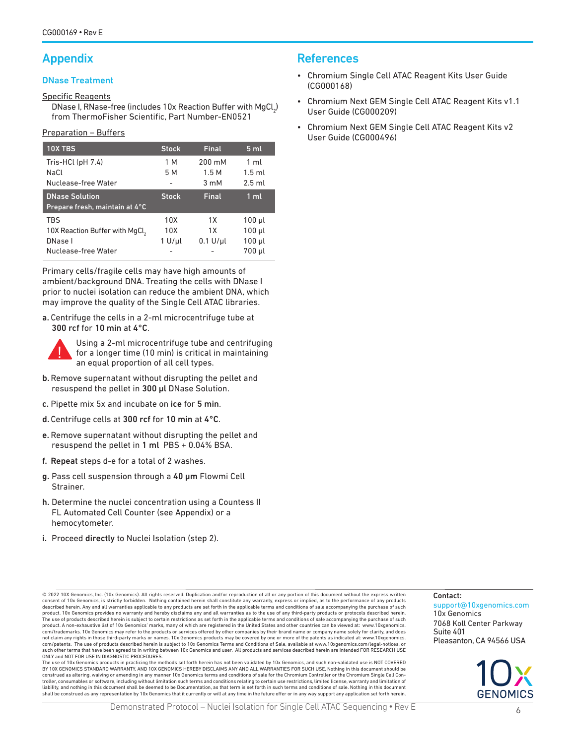# Appendix

## DNase Treatment

Specific Reagents

DNase I, RNase-free (includes 10x Reaction Buffer with $MgCl_2$) from ThermoFisher Scientific, Part Number-EN0521

Preparation – Buffers

| 10X TBS | Stock | Final | 5 ml |
|---|---|---|---|
| Tris-HCl (pH 7.4) | 1 M | 200 mM | 1 ml |
| NaCl | 5 M | 1.5 M | 1.5 ml |
| Nuclease-free Water | - | 3 mM | 2.5 ml |
| **DNase Solution** **Prepare fresh, maintain at 4°C** | **Stock** | **Final** | **1 ml** |
| TBS | 10X | 1X | 100 µl |
| 10X Reaction Buffer with $MgCl_2$ | 10X | 1X | 100 µl |
| DNase I | 1 U/µl | 0.1 U/µl | 100 µl |
| Nuclease-free Water | - | - | 700 µl |

Primary cells/fragile cells may have high amounts of ambient/background DNA. Treating the cells with DNase I prior to nuclei isolation can reduce the ambient DNA, which may improve the quality of the Single Cell ATAC libraries.

a. Centrifuge the cells in a 2-ml microcentrifuge tube at **300 rcf** for **10 min** at **4°C**.

> Using a 2-ml microcentrifuge tube and centrifuging for a longer time (10 min) is critical in maintaining an equal proportion of all cell types.

b. Remove supernatant without disrupting the pellet and resuspend the pellet in **300 µl** DNase Solution.

c. Pipette mix 5x and incubate on **ice** for **5 min**.

d. Centrifuge cells at **300 rcf** for **10 min** at **4°C**.

e. Remove supernatant without disrupting the pellet and resuspend the pellet in **1 ml** PBS + 0.04% BSA.

f. **Repeat** steps d-e for a total of 2 washes.

g. Pass cell suspension through a **40 µm** Flowmi Cell Strainer.

h. Determine the nuclei concentration using a Countess II FL Automated Cell Counter (see Appendix) or a hemocytometer.

i. Proceed **directly** to Nuclei Isolation (step 2).

# References

- Chromium Single Cell ATAC Reagent Kits User Guide (CG000168)
- Chromium Next GEM Single Cell ATAC Reagent Kits v1.1 User Guide (CG000209)
- Chromium Next GEM Single Cell ATAC Reagent Kits v2 User Guide (CG000496)

© 2022 10X Genomics, Inc. (10x Genomics). All rights reserved. Duplication and/or reproduction of all or any portion of this document without the express written consent of 10x Genomics, is strictly forbidden. Nothing contained herein shall constitute any warranty, express or implied, as to the performance of any products described herein. Any and all warranties applicable to any products are set forth in the applicable terms and conditions of sale accompanying the purchase of such product. 10x Genomics provides no warranty and hereby disclaims any and all warranties as to the use of any third-party products or protocols described herein. The use of products described herein is subject to certain restrictions as set forth in the applicable terms and conditions of sale accompanying the purchase of such product. A non-exhaustive list of 10x Genomics' marks, many of which are registered in the United States and other countries can be viewed at: www.10xgenomics.com/trademarks. 10x Genomics may refer to the products or services offered by other companies by their brand name or company name solely for clarity, and does not claim any rights in those third-party marks or names. 10x Genomics products may be covered by one or more of the patents as indicated at: www.10xgenomics.com/patents. The use of products described herein is subject to 10x Genomics Terms and Conditions of Sale, available at www.10xgenomics.com/legal-notices, or such other terms that have been agreed to in writing between 10x Genomics and user. All products and services described herein are intended FOR RESEARCH USE ONLY and NOT FOR USE IN DIAGNOSTIC PROCEDURES.

The use of 10x Genomics products in practicing the methods set forth herein has not been validated by 10x Genomics, and such non-validated use is NOT COVERED BY 10X GENOMICS STANDARD WARRANTY, AND 10X GENOMICS HEREBY DISCLAIMS ANY AND ALL WARRANTIES FOR SUCH USE. Nothing in this document should be construed as altering, waiving or amending in any manner 10x Genomics terms and conditions of sale for the Chromium Controller or the Chromium Single Cell Controller, consumables or software, including without limitation such terms and conditions relating to certain use restrictions, limited license, warranty and limitation of liability, and nothing in this document shall be deemed to be Documentation, as that term is set forth in such terms and conditions of sale. Nothing in this document shall be construed as any representation by 10x Genomics that it currently or will at any time in the future offer or in any way support any application set forth herein.

**Contact:**
support@10xgenomics.com
10x Genomics
7068 Koll Center Parkway
Suite 401
Pleasanton, CA 94566 USA